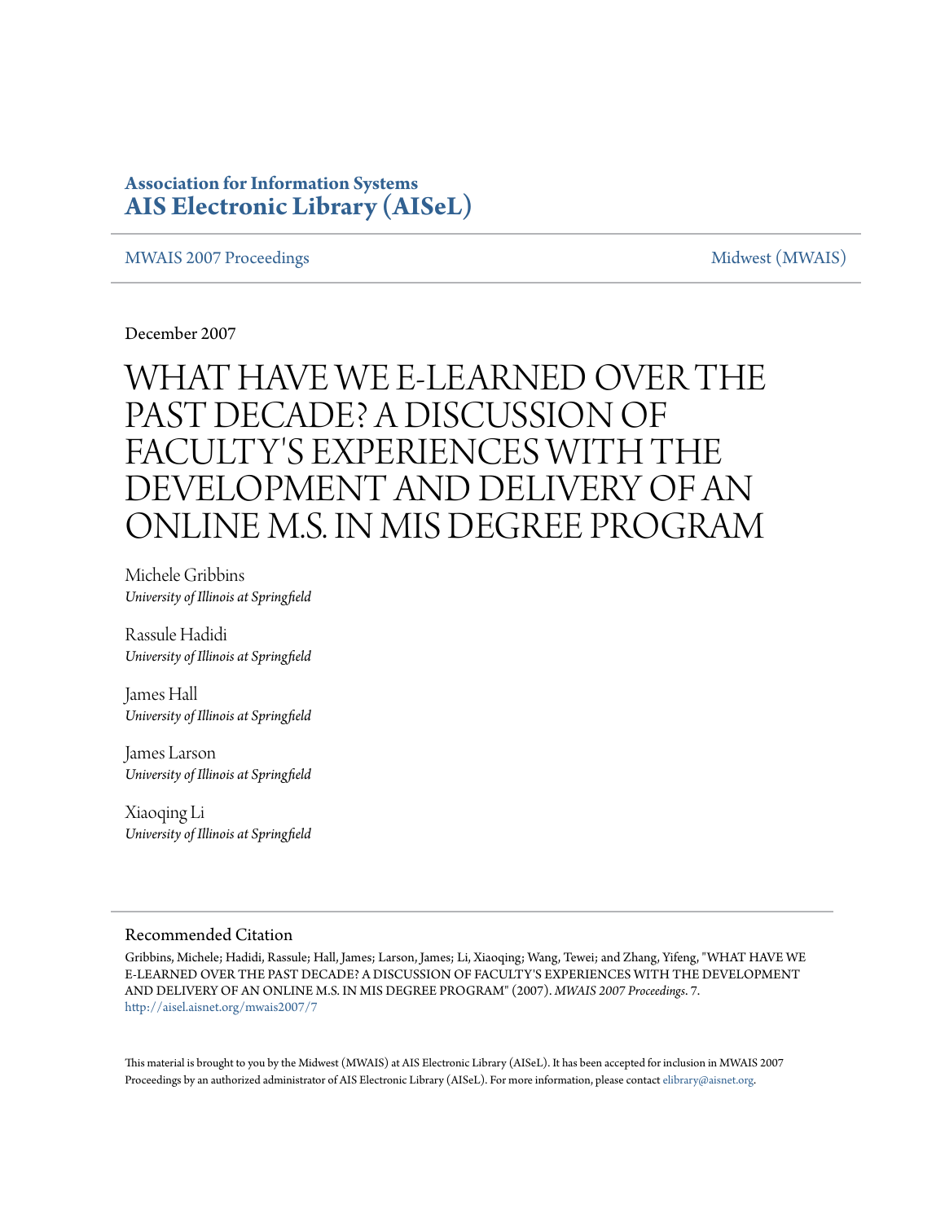**Association for Information Systems**
**AIS Electronic Library (AISeL)**

MWAIS 2007 Proceedings | Midwest (MWAIS)

December 2007

# WHAT HAVE WE E-LEARNED OVER THE PAST DECADE? A DISCUSSION OF FACULTY'S EXPERIENCES WITH THE DEVELOPMENT AND DELIVERY OF AN ONLINE M.S. IN MIS DEGREE PROGRAM

Michele Gribbins
*University of Illinois at Springfield*

Rassule Hadidi
*University of Illinois at Springfield*

James Hall
*University of Illinois at Springfield*

James Larson
*University of Illinois at Springfield*

Xiaoqing Li
*University of Illinois at Springfield*

## Recommended Citation

Gribbins, Michele; Hadidi, Rassule; Hall, James; Larson, James; Li, Xiaoqing; Wang, Tewei; and Zhang, Yifeng, "WHAT HAVE WE E-LEARNED OVER THE PAST DECADE? A DISCUSSION OF FACULTY'S EXPERIENCES WITH THE DEVELOPMENT AND DELIVERY OF AN ONLINE M.S. IN MIS DEGREE PROGRAM" (2007). *MWAIS 2007 Proceedings*. 7.
http://aisel.aisnet.org/mwais2007/7

This material is brought to you by the Midwest (MWAIS) at AIS Electronic Library (AISeL). It has been accepted for inclusion in MWAIS 2007 Proceedings by an authorized administrator of AIS Electronic Library (AISeL). For more information, please contact elibrary@aisnet.org.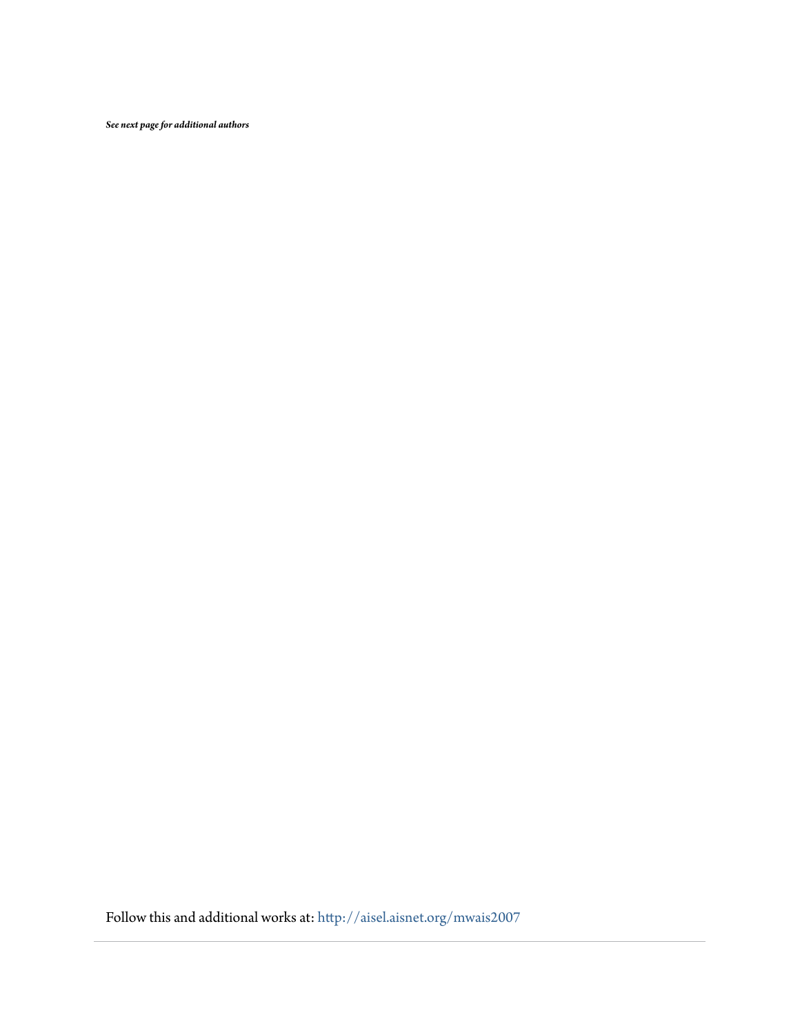*See next page for additional authors*

Follow this and additional works at: http://aisel.aisnet.org/mwais2007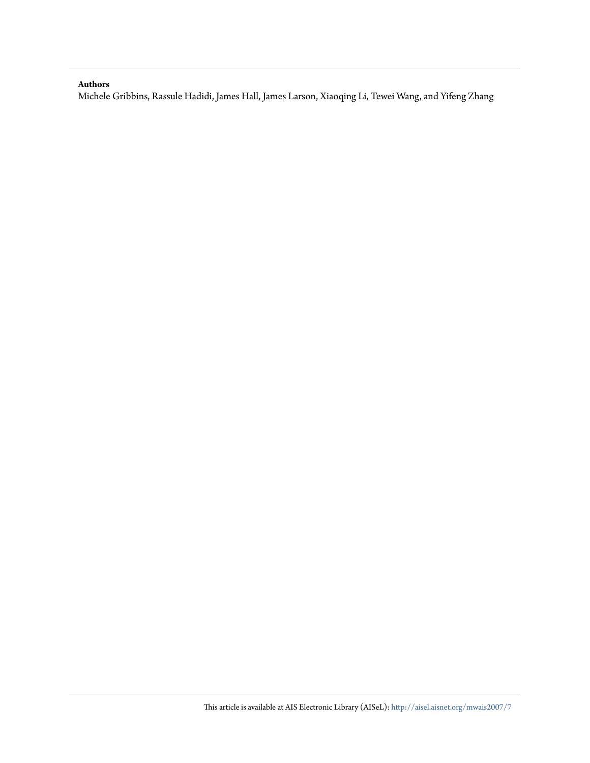**Authors**

Michele Gribbins, Rassule Hadidi, James Hall, James Larson, Xiaoqing Li, Tewei Wang, and Yifeng Zhang

This article is available at AIS Electronic Library (AISeL): http://aisel.aisnet.org/mwais2007/7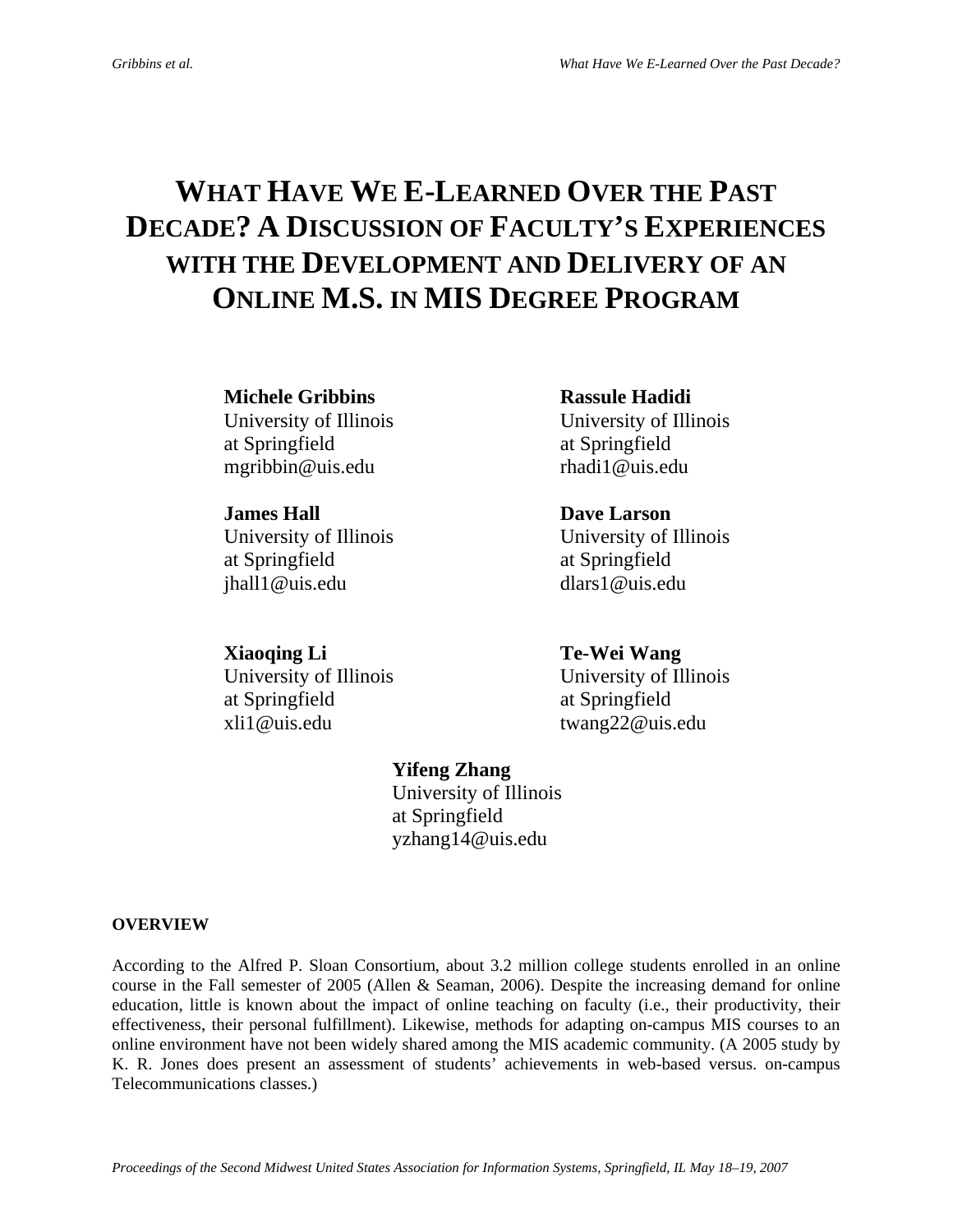# WHAT HAVE WE E-LEARNED OVER THE PAST DECADE? A DISCUSSION OF FACULTY'S EXPERIENCES WITH THE DEVELOPMENT AND DELIVERY OF AN ONLINE M.S. IN MIS DEGREE PROGRAM

**Michele Gribbins**
University of Illinois
at Springfield
mgribbin@uis.edu

**Rassule Hadidi**
University of Illinois
at Springfield
rhadi1@uis.edu

**James Hall**
University of Illinois
at Springfield
jhall1@uis.edu

**Dave Larson**
University of Illinois
at Springfield
dlars1@uis.edu

**Xiaoqing Li**
University of Illinois
at Springfield
xli1@uis.edu

**Te-Wei Wang**
University of Illinois
at Springfield
twang22@uis.edu

**Yifeng Zhang**
University of Illinois
at Springfield
yzhang14@uis.edu

## OVERVIEW

According to the Alfred P. Sloan Consortium, about 3.2 million college students enrolled in an online course in the Fall semester of 2005 (Allen & Seaman, 2006). Despite the increasing demand for online education, little is known about the impact of online teaching on faculty (i.e., their productivity, their effectiveness, their personal fulfillment). Likewise, methods for adapting on-campus MIS courses to an online environment have not been widely shared among the MIS academic community. (A 2005 study by K. R. Jones does present an assessment of students' achievements in web-based versus. on-campus Telecommunications classes.)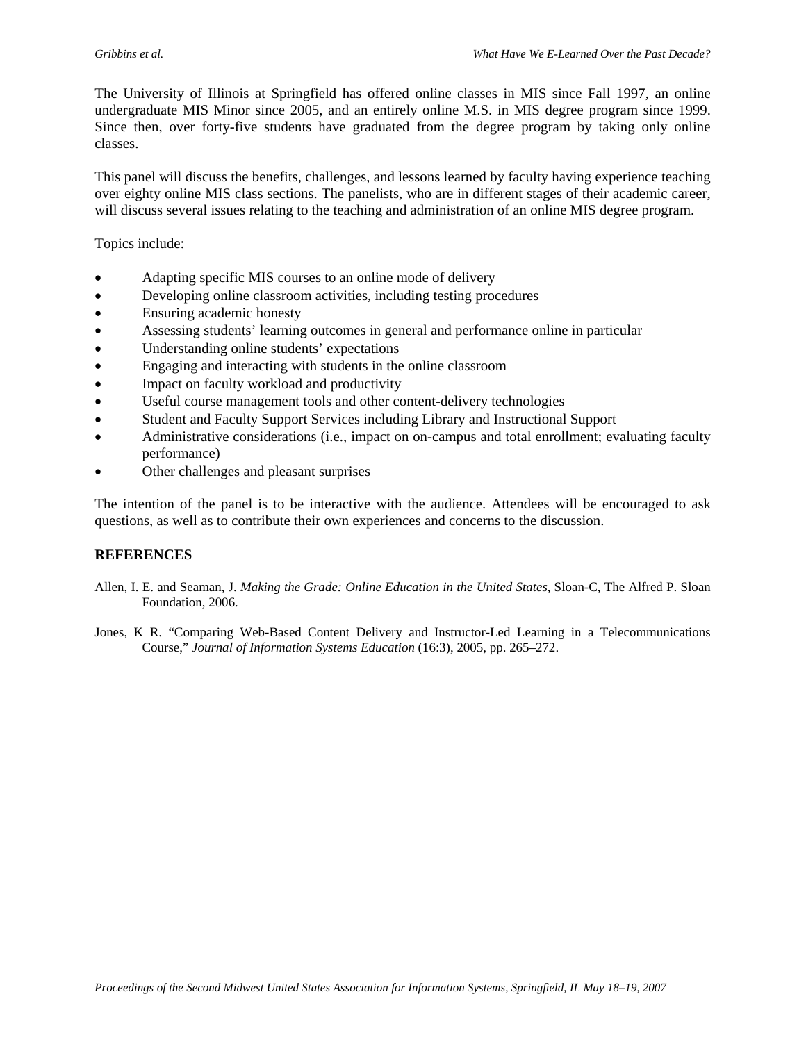The University of Illinois at Springfield has offered online classes in MIS since Fall 1997, an online undergraduate MIS Minor since 2005, and an entirely online M.S. in MIS degree program since 1999. Since then, over forty-five students have graduated from the degree program by taking only online classes.

This panel will discuss the benefits, challenges, and lessons learned by faculty having experience teaching over eighty online MIS class sections. The panelists, who are in different stages of their academic career, will discuss several issues relating to the teaching and administration of an online MIS degree program.

Topics include:

- Adapting specific MIS courses to an online mode of delivery
- Developing online classroom activities, including testing procedures
- Ensuring academic honesty
- Assessing students' learning outcomes in general and performance online in particular
- Understanding online students' expectations
- Engaging and interacting with students in the online classroom
- Impact on faculty workload and productivity
- Useful course management tools and other content-delivery technologies
- Student and Faculty Support Services including Library and Instructional Support
- Administrative considerations (i.e., impact on on-campus and total enrollment; evaluating faculty performance)
- Other challenges and pleasant surprises

The intention of the panel is to be interactive with the audience. Attendees will be encouraged to ask questions, as well as to contribute their own experiences and concerns to the discussion.

## REFERENCES

Allen, I. E. and Seaman, J. *Making the Grade: Online Education in the United States*, Sloan-C, The Alfred P. Sloan Foundation, 2006.

Jones, K R. "Comparing Web-Based Content Delivery and Instructor-Led Learning in a Telecommunications Course," *Journal of Information Systems Education* (16:3), 2005, pp. 265–272.